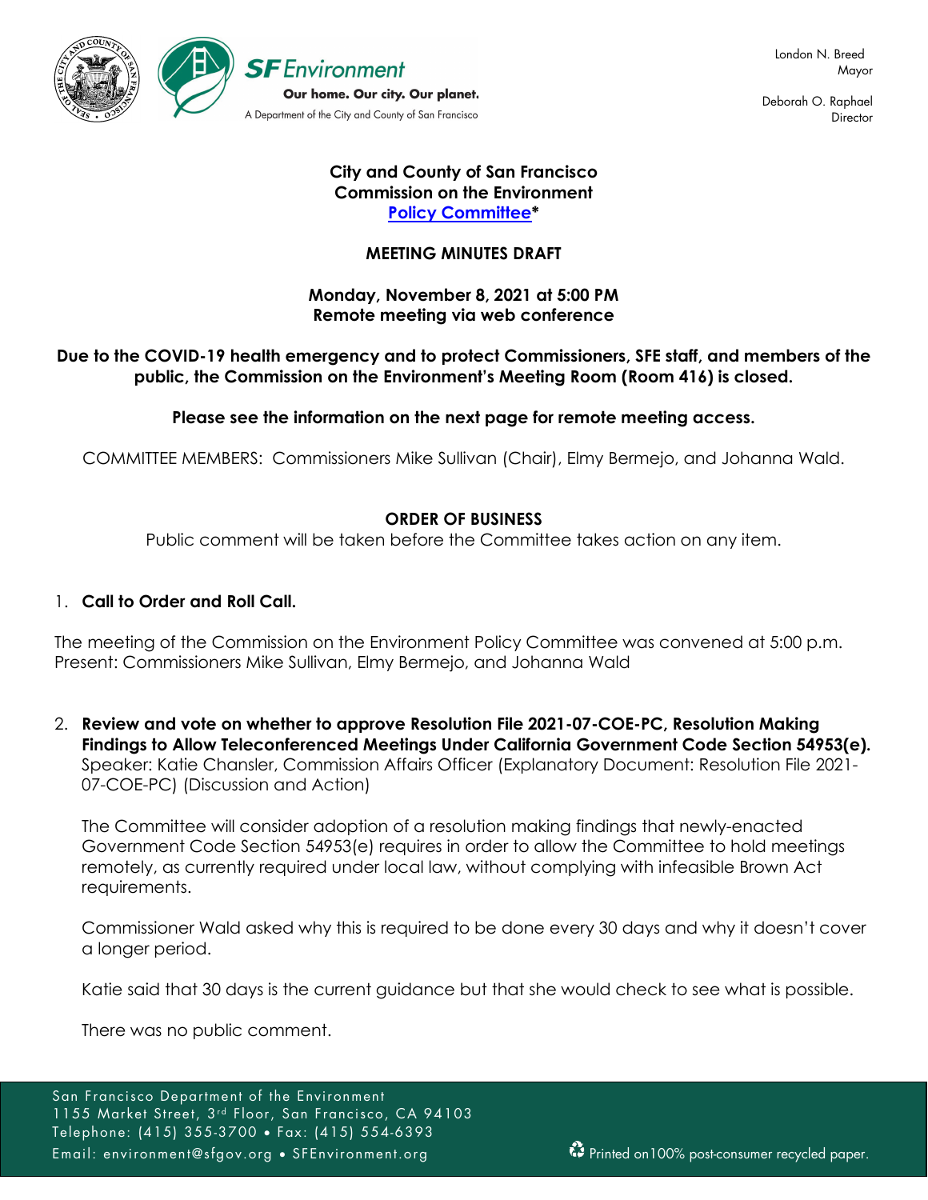SF Environment
Our home. Our city. Our planet.
A Department of the City and County of San Francisco

London N. Breed
Mayor

Deborah O. Raphael
Director

**City and County of San Francisco**
**Commission on the Environment**
**Policy Committee***

**MEETING MINUTES DRAFT**

**Monday, November 8, 2021 at 5:00 PM**
**Remote meeting via web conference**

**Due to the COVID-19 health emergency and to protect Commissioners, SFE staff, and members of the public, the Commission on the Environment's Meeting Room (Room 416) is closed.**

**Please see the information on the next page for remote meeting access.**

COMMITTEE MEMBERS: Commissioners Mike Sullivan (Chair), Elmy Bermejo, and Johanna Wald.

**ORDER OF BUSINESS**

Public comment will be taken before the Committee takes action on any item.

1. **Call to Order and Roll Call.**

The meeting of the Commission on the Environment Policy Committee was convened at 5:00 p.m. Present: Commissioners Mike Sullivan, Elmy Bermejo, and Johanna Wald

2. **Review and vote on whether to approve Resolution File 2021-07-COE-PC, Resolution Making Findings to Allow Teleconferenced Meetings Under California Government Code Section 54953(e).** Speaker: Katie Chansler, Commission Affairs Officer (Explanatory Document: Resolution File 2021-07-COE-PC) (Discussion and Action)

   The Committee will consider adoption of a resolution making findings that newly-enacted Government Code Section 54953(e) requires in order to allow the Committee to hold meetings remotely, as currently required under local law, without complying with infeasible Brown Act requirements.

   Commissioner Wald asked why this is required to be done every 30 days and why it doesn't cover a longer period.

   Katie said that 30 days is the current guidance but that she would check to see what is possible.

   There was no public comment.

San Francisco Department of the Environment
1155 Market Street, 3rd Floor, San Francisco, CA 94103
Telephone: (415) 355-3700 • Fax: (415) 554-6393
Email: environment@sfgov.org • SFEnvironment.org

Printed on100% post-consumer recycled paper.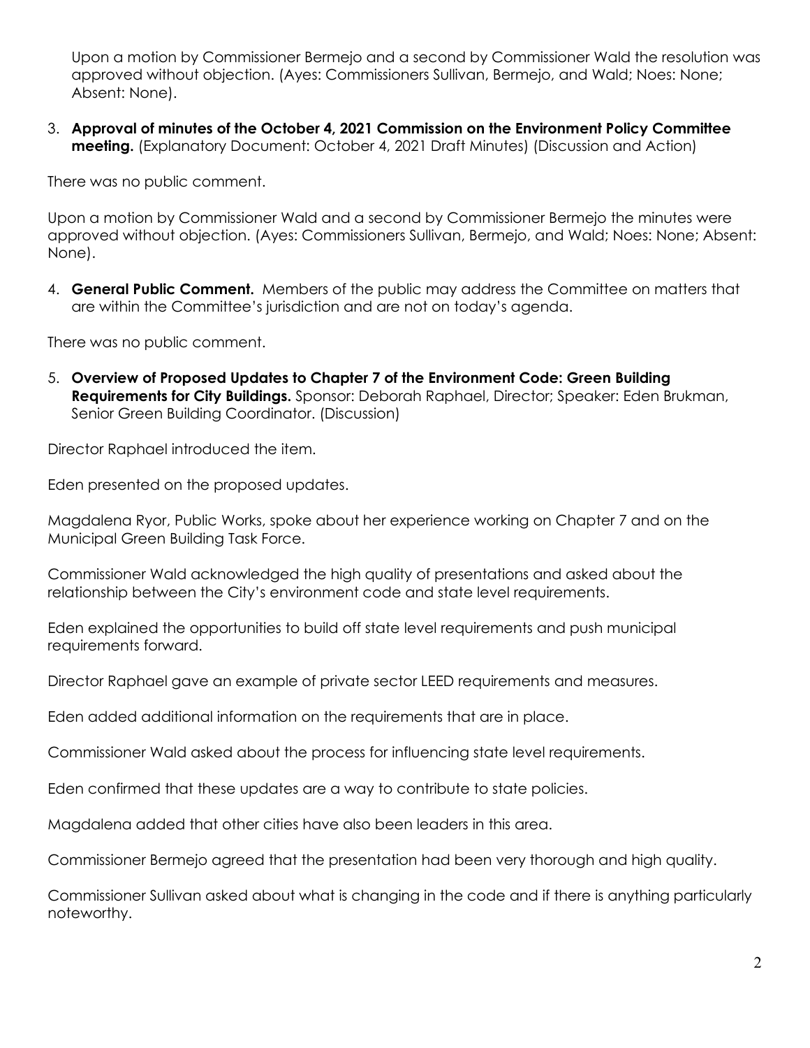Upon a motion by Commissioner Bermejo and a second by Commissioner Wald the resolution was approved without objection. (Ayes: Commissioners Sullivan, Bermejo, and Wald; Noes: None; Absent: None).

3. **Approval of minutes of the October 4, 2021 Commission on the Environment Policy Committee meeting.** (Explanatory Document: October 4, 2021 Draft Minutes) (Discussion and Action)

There was no public comment.

Upon a motion by Commissioner Wald and a second by Commissioner Bermejo the minutes were approved without objection. (Ayes: Commissioners Sullivan, Bermejo, and Wald; Noes: None; Absent: None).

4. **General Public Comment.** Members of the public may address the Committee on matters that are within the Committee's jurisdiction and are not on today's agenda.

There was no public comment.

5. **Overview of Proposed Updates to Chapter 7 of the Environment Code: Green Building Requirements for City Buildings.** Sponsor: Deborah Raphael, Director; Speaker: Eden Brukman, Senior Green Building Coordinator. (Discussion)

Director Raphael introduced the item.

Eden presented on the proposed updates.

Magdalena Ryor, Public Works, spoke about her experience working on Chapter 7 and on the Municipal Green Building Task Force.

Commissioner Wald acknowledged the high quality of presentations and asked about the relationship between the City's environment code and state level requirements.

Eden explained the opportunities to build off state level requirements and push municipal requirements forward.

Director Raphael gave an example of private sector LEED requirements and measures.

Eden added additional information on the requirements that are in place.

Commissioner Wald asked about the process for influencing state level requirements.

Eden confirmed that these updates are a way to contribute to state policies.

Magdalena added that other cities have also been leaders in this area.

Commissioner Bermejo agreed that the presentation had been very thorough and high quality.

Commissioner Sullivan asked about what is changing in the code and if there is anything particularly noteworthy.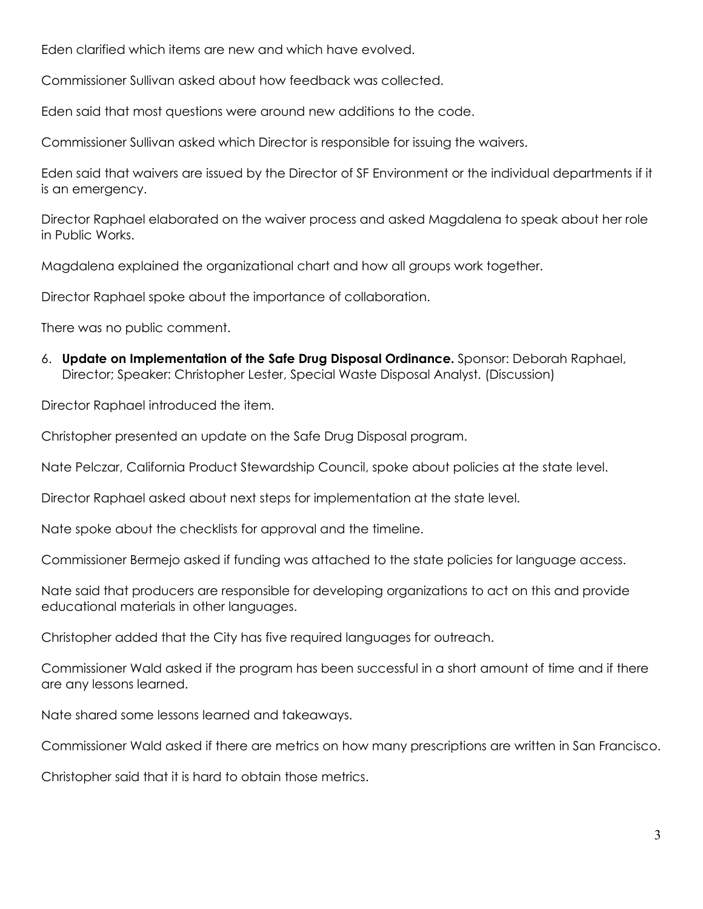Eden clarified which items are new and which have evolved.

Commissioner Sullivan asked about how feedback was collected.

Eden said that most questions were around new additions to the code.

Commissioner Sullivan asked which Director is responsible for issuing the waivers.

Eden said that waivers are issued by the Director of SF Environment or the individual departments if it is an emergency.

Director Raphael elaborated on the waiver process and asked Magdalena to speak about her role in Public Works.

Magdalena explained the organizational chart and how all groups work together.

Director Raphael spoke about the importance of collaboration.

There was no public comment.

6. **Update on Implementation of the Safe Drug Disposal Ordinance.** Sponsor: Deborah Raphael, Director; Speaker: Christopher Lester, Special Waste Disposal Analyst. (Discussion)

Director Raphael introduced the item.

Christopher presented an update on the Safe Drug Disposal program.

Nate Pelczar, California Product Stewardship Council, spoke about policies at the state level.

Director Raphael asked about next steps for implementation at the state level.

Nate spoke about the checklists for approval and the timeline.

Commissioner Bermejo asked if funding was attached to the state policies for language access.

Nate said that producers are responsible for developing organizations to act on this and provide educational materials in other languages.

Christopher added that the City has five required languages for outreach.

Commissioner Wald asked if the program has been successful in a short amount of time and if there are any lessons learned.

Nate shared some lessons learned and takeaways.

Commissioner Wald asked if there are metrics on how many prescriptions are written in San Francisco.

Christopher said that it is hard to obtain those metrics.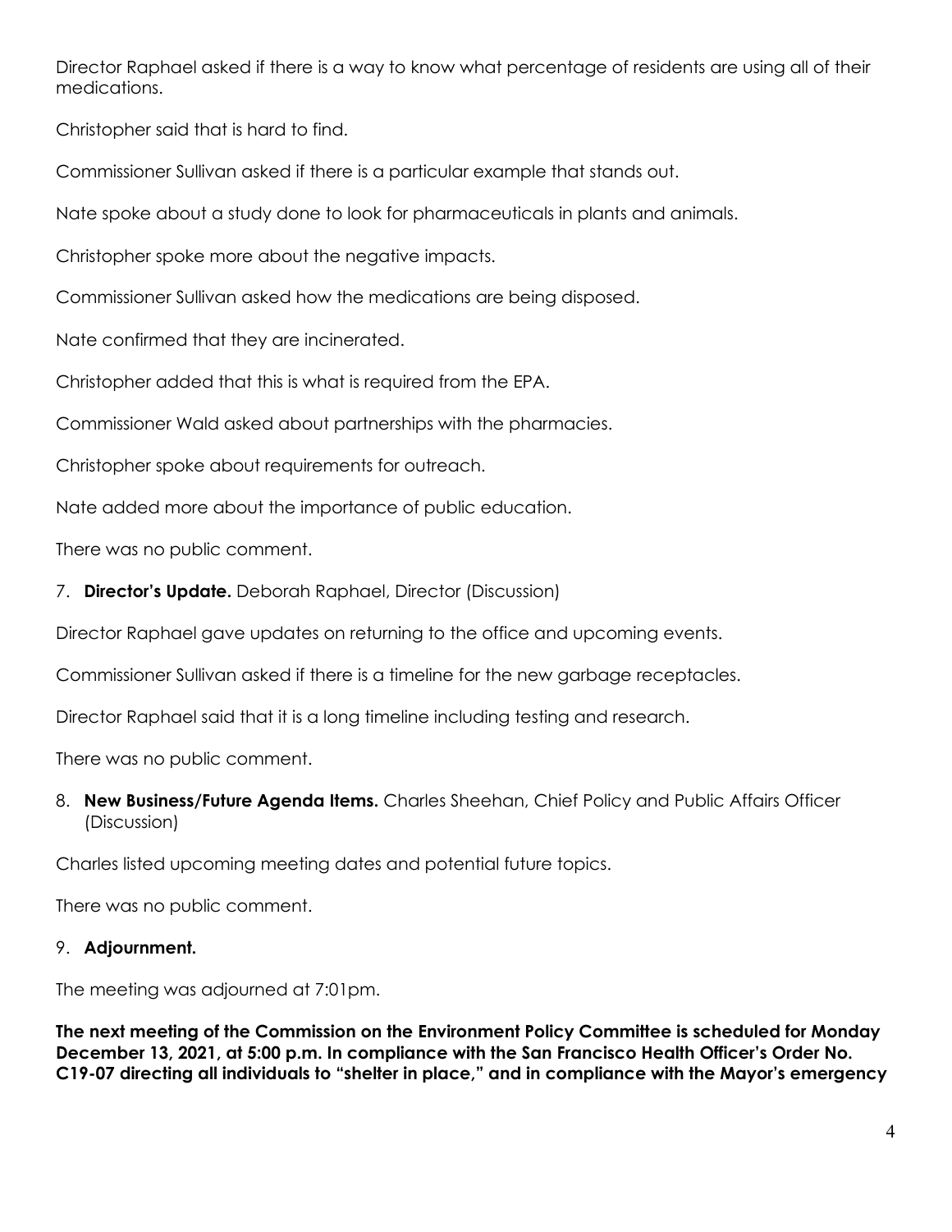Director Raphael asked if there is a way to know what percentage of residents are using all of their medications.

Christopher said that is hard to find.

Commissioner Sullivan asked if there is a particular example that stands out.

Nate spoke about a study done to look for pharmaceuticals in plants and animals.

Christopher spoke more about the negative impacts.

Commissioner Sullivan asked how the medications are being disposed.

Nate confirmed that they are incinerated.

Christopher added that this is what is required from the EPA.

Commissioner Wald asked about partnerships with the pharmacies.

Christopher spoke about requirements for outreach.

Nate added more about the importance of public education.

There was no public comment.

7. **Director's Update.** Deborah Raphael, Director (Discussion)

Director Raphael gave updates on returning to the office and upcoming events.

Commissioner Sullivan asked if there is a timeline for the new garbage receptacles.

Director Raphael said that it is a long timeline including testing and research.

There was no public comment.

8. **New Business/Future Agenda Items.** Charles Sheehan, Chief Policy and Public Affairs Officer (Discussion)

Charles listed upcoming meeting dates and potential future topics.

There was no public comment.

9. **Adjournment.**

The meeting was adjourned at 7:01pm.

**The next meeting of the Commission on the Environment Policy Committee is scheduled for Monday December 13, 2021, at 5:00 p.m. In compliance with the San Francisco Health Officer's Order No. C19-07 directing all individuals to "shelter in place," and in compliance with the Mayor's emergency**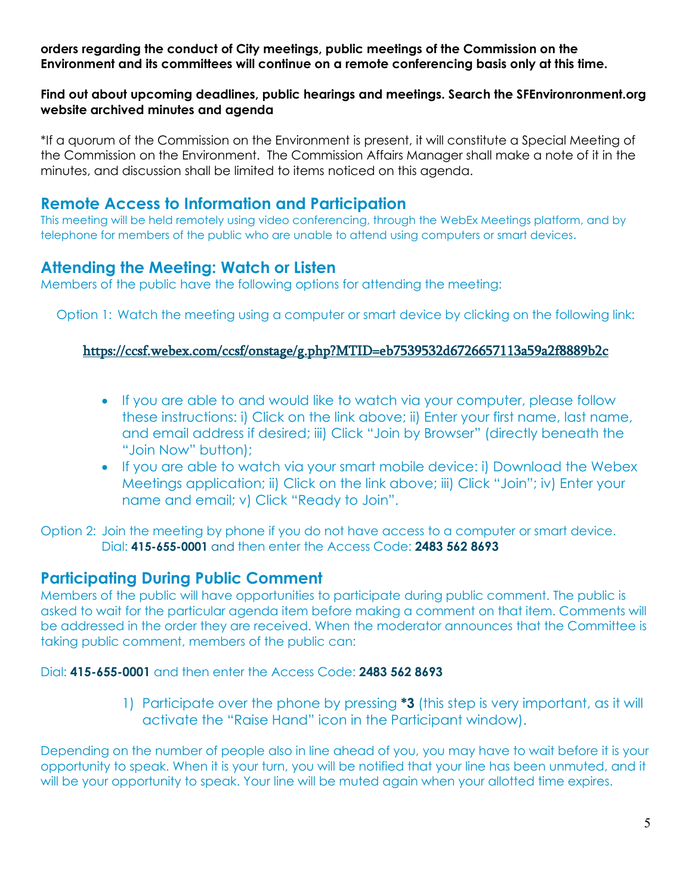**orders regarding the conduct of City meetings, public meetings of the Commission on the Environment and its committees will continue on a remote conferencing basis only at this time.**

**Find out about upcoming deadlines, public hearings and meetings. Search the SFEnvironronment.org website archived minutes and agenda**

*If a quorum of the Commission on the Environment is present, it will constitute a Special Meeting of the Commission on the Environment. The Commission Affairs Manager shall make a note of it in the minutes, and discussion shall be limited to items noticed on this agenda.

## Remote Access to Information and Participation

This meeting will be held remotely using video conferencing, through the WebEx Meetings platform, and by telephone for members of the public who are unable to attend using computers or smart devices.

## Attending the Meeting: Watch or Listen

Members of the public have the following options for attending the meeting:

Option 1: Watch the meeting using a computer or smart device by clicking on the following link:

https://ccsf.webex.com/ccsf/onstage/g.php?MTID=eb7539532d6726657113a59a2f8889b2c

- If you are able to and would like to watch via your computer, please follow these instructions: i) Click on the link above; ii) Enter your first name, last name, and email address if desired; iii) Click "Join by Browser" (directly beneath the "Join Now" button);
- If you are able to watch via your smart mobile device: i) Download the Webex Meetings application; ii) Click on the link above; iii) Click "Join"; iv) Enter your name and email; v) Click "Ready to Join".

Option 2: Join the meeting by phone if you do not have access to a computer or smart device. Dial: **415-655-0001** and then enter the Access Code: **2483 562 8693**

## Participating During Public Comment

Members of the public will have opportunities to participate during public comment. The public is asked to wait for the particular agenda item before making a comment on that item. Comments will be addressed in the order they are received. When the moderator announces that the Committee is taking public comment, members of the public can:

Dial: **415-655-0001** and then enter the Access Code: **2483 562 8693**

1) Participate over the phone by pressing ***3** (this step is very important, as it will activate the "Raise Hand" icon in the Participant window).

Depending on the number of people also in line ahead of you, you may have to wait before it is your opportunity to speak. When it is your turn, you will be notified that your line has been unmuted, and it will be your opportunity to speak. Your line will be muted again when your allotted time expires.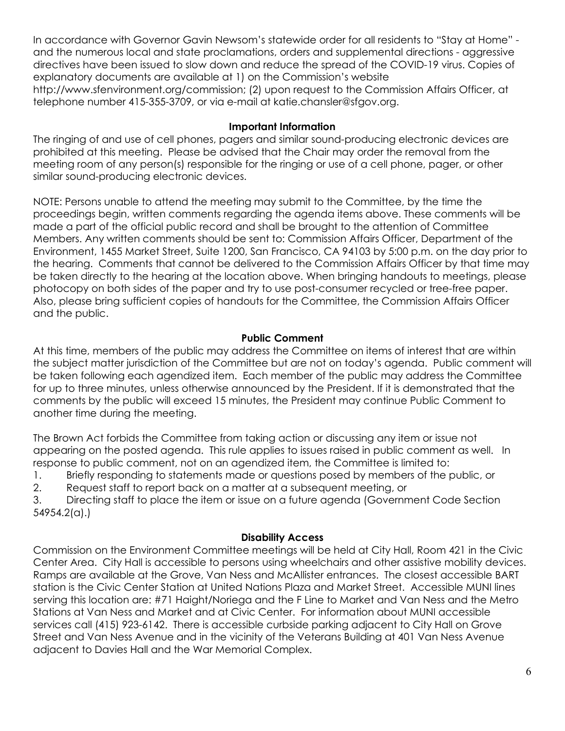In accordance with Governor Gavin Newsom's statewide order for all residents to "Stay at Home" - and the numerous local and state proclamations, orders and supplemental directions - aggressive directives have been issued to slow down and reduce the spread of the COVID-19 virus. Copies of explanatory documents are available at 1) on the Commission's website http://www.sfenvironment.org/commission; (2) upon request to the Commission Affairs Officer, at telephone number 415-355-3709, or via e-mail at katie.chansler@sfgov.org.

**Important Information**

The ringing of and use of cell phones, pagers and similar sound-producing electronic devices are prohibited at this meeting. Please be advised that the Chair may order the removal from the meeting room of any person(s) responsible for the ringing or use of a cell phone, pager, or other similar sound-producing electronic devices.

NOTE: Persons unable to attend the meeting may submit to the Committee, by the time the proceedings begin, written comments regarding the agenda items above. These comments will be made a part of the official public record and shall be brought to the attention of Committee Members. Any written comments should be sent to: Commission Affairs Officer, Department of the Environment, 1455 Market Street, Suite 1200, San Francisco, CA 94103 by 5:00 p.m. on the day prior to the hearing. Comments that cannot be delivered to the Commission Affairs Officer by that time may be taken directly to the hearing at the location above. When bringing handouts to meetings, please photocopy on both sides of the paper and try to use post-consumer recycled or tree-free paper. Also, please bring sufficient copies of handouts for the Committee, the Commission Affairs Officer and the public.

**Public Comment**

At this time, members of the public may address the Committee on items of interest that are within the subject matter jurisdiction of the Committee but are not on today's agenda. Public comment will be taken following each agendized item. Each member of the public may address the Committee for up to three minutes, unless otherwise announced by the President. If it is demonstrated that the comments by the public will exceed 15 minutes, the President may continue Public Comment to another time during the meeting.

The Brown Act forbids the Committee from taking action or discussing any item or issue not appearing on the posted agenda. This rule applies to issues raised in public comment as well. In response to public comment, not on an agendized item, the Committee is limited to:

1. Briefly responding to statements made or questions posed by members of the public, or
2. Request staff to report back on a matter at a subsequent meeting, or
3. Directing staff to place the item or issue on a future agenda (Government Code Section 54954.2(a).)

**Disability Access**

Commission on the Environment Committee meetings will be held at City Hall, Room 421 in the Civic Center Area. City Hall is accessible to persons using wheelchairs and other assistive mobility devices. Ramps are available at the Grove, Van Ness and McAllister entrances. The closest accessible BART station is the Civic Center Station at United Nations Plaza and Market Street. Accessible MUNI lines serving this location are: #71 Haight/Noriega and the F Line to Market and Van Ness and the Metro Stations at Van Ness and Market and at Civic Center. For information about MUNI accessible services call (415) 923-6142. There is accessible curbside parking adjacent to City Hall on Grove Street and Van Ness Avenue and in the vicinity of the Veterans Building at 401 Van Ness Avenue adjacent to Davies Hall and the War Memorial Complex.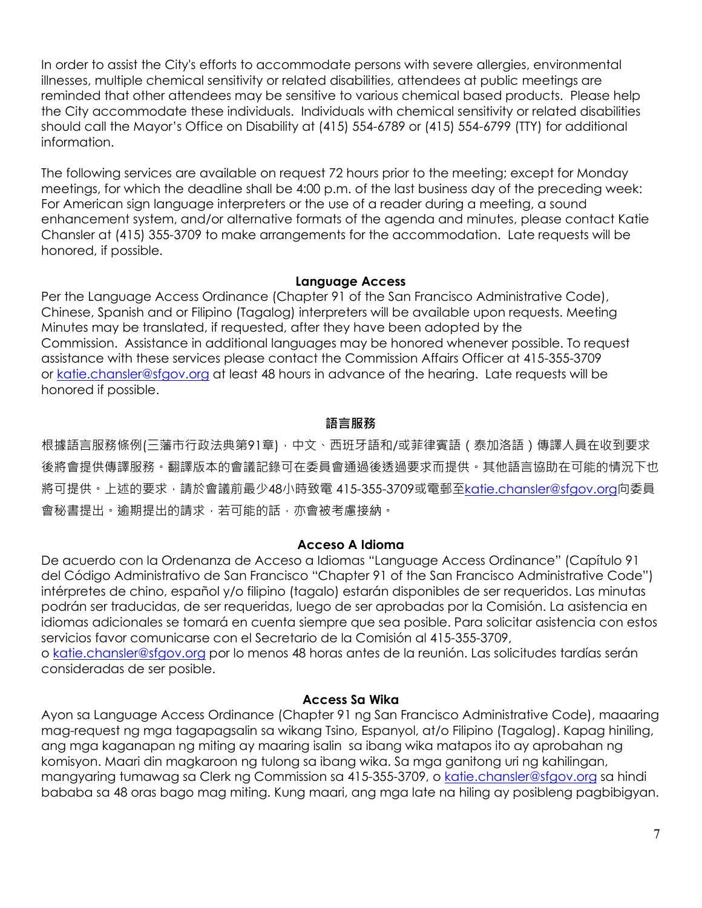In order to assist the City's efforts to accommodate persons with severe allergies, environmental illnesses, multiple chemical sensitivity or related disabilities, attendees at public meetings are reminded that other attendees may be sensitive to various chemical based products. Please help the City accommodate these individuals. Individuals with chemical sensitivity or related disabilities should call the Mayor's Office on Disability at (415) 554-6789 or (415) 554-6799 (TTY) for additional information.

The following services are available on request 72 hours prior to the meeting; except for Monday meetings, for which the deadline shall be 4:00 p.m. of the last business day of the preceding week: For American sign language interpreters or the use of a reader during a meeting, a sound enhancement system, and/or alternative formats of the agenda and minutes, please contact Katie Chansler at (415) 355-3709 to make arrangements for the accommodation. Late requests will be honored, if possible.

**Language Access**

Per the Language Access Ordinance (Chapter 91 of the San Francisco Administrative Code), Chinese, Spanish and or Filipino (Tagalog) interpreters will be available upon requests. Meeting Minutes may be translated, if requested, after they have been adopted by the Commission. Assistance in additional languages may be honored whenever possible. To request assistance with these services please contact the Commission Affairs Officer at 415-355-3709 or katie.chansler@sfgov.org at least 48 hours in advance of the hearing. Late requests will be honored if possible.

**語言服務**

根據語言服務條例(三藩市行政法典第91章)，中文、西班牙語和/或菲律賓語（泰加洛語）傳譯人員在收到要求後將會提供傳譯服務。翻譯版本的會議記錄可在委員會通過後透過要求而提供。其他語言協助在可能的情況下也將可提供。上述的要求，請於會議前最少48小時致電 415-355-3709或電郵至katie.chansler@sfgov.org向委員會秘書提出。逾期提出的請求，若可能的話，亦會被考慮接納。

**Acceso A Idioma**

De acuerdo con la Ordenanza de Acceso a Idiomas "Language Access Ordinance" (Capítulo 91 del Código Administrativo de San Francisco "Chapter 91 of the San Francisco Administrative Code") intérpretes de chino, español y/o filipino (tagalo) estarán disponibles de ser requeridos. Las minutas podrán ser traducidas, de ser requeridas, luego de ser aprobadas por la Comisión. La asistencia en idiomas adicionales se tomará en cuenta siempre que sea posible. Para solicitar asistencia con estos servicios favor comunicarse con el Secretario de la Comisión al 415-355-3709, o katie.chansler@sfgov.org por lo menos 48 horas antes de la reunión. Las solicitudes tardías serán consideradas de ser posible.

**Access Sa Wika**

Ayon sa Language Access Ordinance (Chapter 91 ng San Francisco Administrative Code), maaaring mag-request ng mga tagapagsalin sa wikang Tsino, Espanyol, at/o Filipino (Tagalog). Kapag hiniling, ang mga kaganapan ng miting ay maaring isalin sa ibang wika matapos ito ay aprobahan ng komisyon. Maari din magkaroon ng tulong sa ibang wika. Sa mga ganitong uri ng kahilingan, mangyaring tumawag sa Clerk ng Commission sa 415-355-3709, o katie.chansler@sfgov.org sa hindi bababa sa 48 oras bago mag miting. Kung maari, ang mga late na hiling ay posibleng pagbibigyan.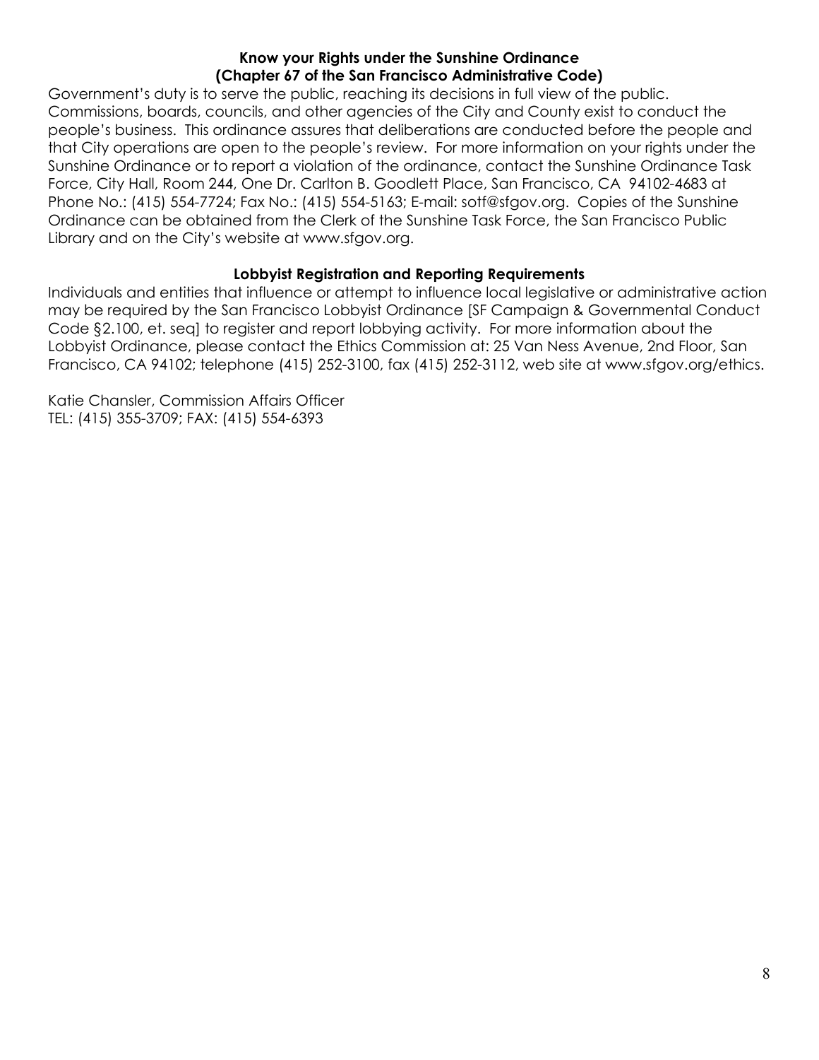## Know your Rights under the Sunshine Ordinance
## (Chapter 67 of the San Francisco Administrative Code)

Government's duty is to serve the public, reaching its decisions in full view of the public. Commissions, boards, councils, and other agencies of the City and County exist to conduct the people's business. This ordinance assures that deliberations are conducted before the people and that City operations are open to the people's review. For more information on your rights under the Sunshine Ordinance or to report a violation of the ordinance, contact the Sunshine Ordinance Task Force, City Hall, Room 244, One Dr. Carlton B. Goodlett Place, San Francisco, CA 94102-4683 at Phone No.: (415) 554-7724; Fax No.: (415) 554-5163; E-mail: sotf@sfgov.org. Copies of the Sunshine Ordinance can be obtained from the Clerk of the Sunshine Task Force, the San Francisco Public Library and on the City's website at www.sfgov.org.

## Lobbyist Registration and Reporting Requirements

Individuals and entities that influence or attempt to influence local legislative or administrative action may be required by the San Francisco Lobbyist Ordinance [SF Campaign & Governmental Conduct Code §2.100, et. seq] to register and report lobbying activity. For more information about the Lobbyist Ordinance, please contact the Ethics Commission at: 25 Van Ness Avenue, 2nd Floor, San Francisco, CA 94102; telephone (415) 252-3100, fax (415) 252-3112, web site at www.sfgov.org/ethics.

Katie Chansler, Commission Affairs Officer
TEL: (415) 355-3709; FAX: (415) 554-6393